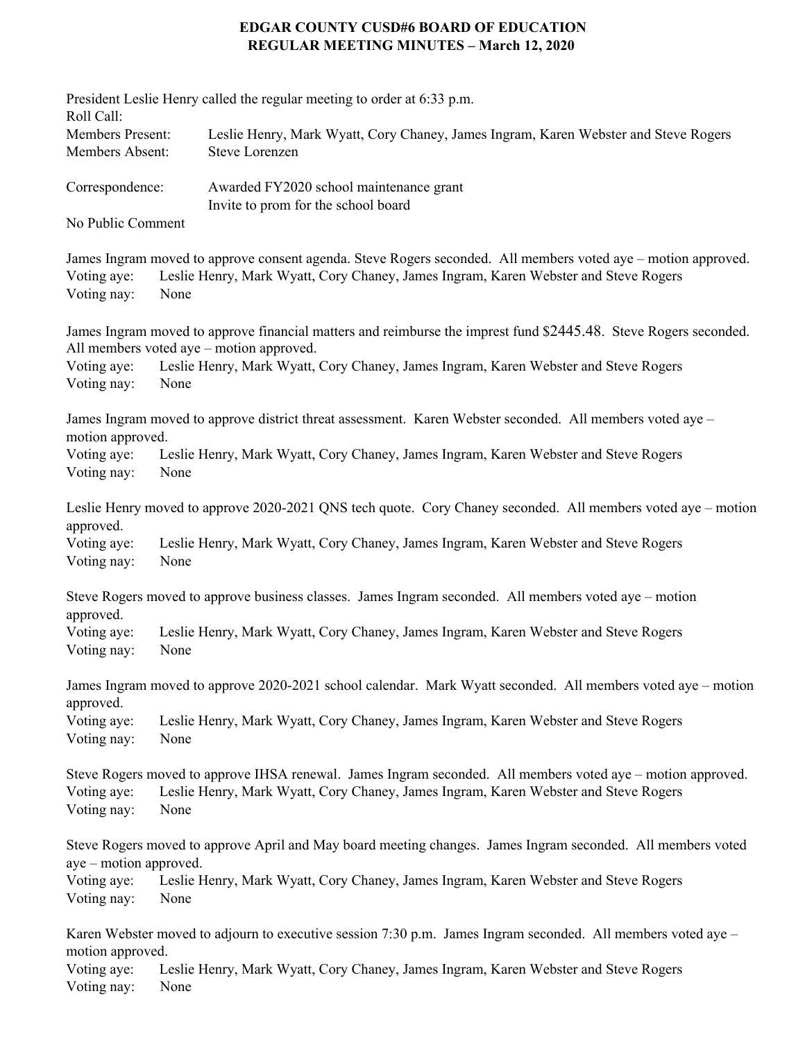# EDGAR COUNTY CUSD#6 BOARD OF EDUCATION
## REGULAR MEETING MINUTES – March 12, 2020

President Leslie Henry called the regular meeting to order at 6:33 p.m.

Roll Call:

Members Present: Leslie Henry, Mark Wyatt, Cory Chaney, James Ingram, Karen Webster and Steve Rogers

Members Absent: Steve Lorenzen

Correspondence: Awarded FY2020 school maintenance grant
Invite to prom for the school board

No Public Comment

James Ingram moved to approve consent agenda. Steve Rogers seconded. All members voted aye – motion approved.

Voting aye: Leslie Henry, Mark Wyatt, Cory Chaney, James Ingram, Karen Webster and Steve Rogers

Voting nay: None

James Ingram moved to approve financial matters and reimburse the imprest fund $2445.48. Steve Rogers seconded. All members voted aye – motion approved.

Voting aye: Leslie Henry, Mark Wyatt, Cory Chaney, James Ingram, Karen Webster and Steve Rogers

Voting nay: None

James Ingram moved to approve district threat assessment. Karen Webster seconded. All members voted aye – motion approved.

Voting aye: Leslie Henry, Mark Wyatt, Cory Chaney, James Ingram, Karen Webster and Steve Rogers

Voting nay: None

Leslie Henry moved to approve 2020-2021 QNS tech quote. Cory Chaney seconded. All members voted aye – motion approved.

Voting aye: Leslie Henry, Mark Wyatt, Cory Chaney, James Ingram, Karen Webster and Steve Rogers

Voting nay: None

Steve Rogers moved to approve business classes. James Ingram seconded. All members voted aye – motion approved.

Voting aye: Leslie Henry, Mark Wyatt, Cory Chaney, James Ingram, Karen Webster and Steve Rogers

Voting nay: None

James Ingram moved to approve 2020-2021 school calendar. Mark Wyatt seconded. All members voted aye – motion approved.

Voting aye: Leslie Henry, Mark Wyatt, Cory Chaney, James Ingram, Karen Webster and Steve Rogers

Voting nay: None

Steve Rogers moved to approve IHSA renewal. James Ingram seconded. All members voted aye – motion approved.

Voting aye: Leslie Henry, Mark Wyatt, Cory Chaney, James Ingram, Karen Webster and Steve Rogers

Voting nay: None

Steve Rogers moved to approve April and May board meeting changes. James Ingram seconded. All members voted aye – motion approved.

Voting aye: Leslie Henry, Mark Wyatt, Cory Chaney, James Ingram, Karen Webster and Steve Rogers

Voting nay: None

Karen Webster moved to adjourn to executive session 7:30 p.m. James Ingram seconded. All members voted aye – motion approved.

Voting aye: Leslie Henry, Mark Wyatt, Cory Chaney, James Ingram, Karen Webster and Steve Rogers

Voting nay: None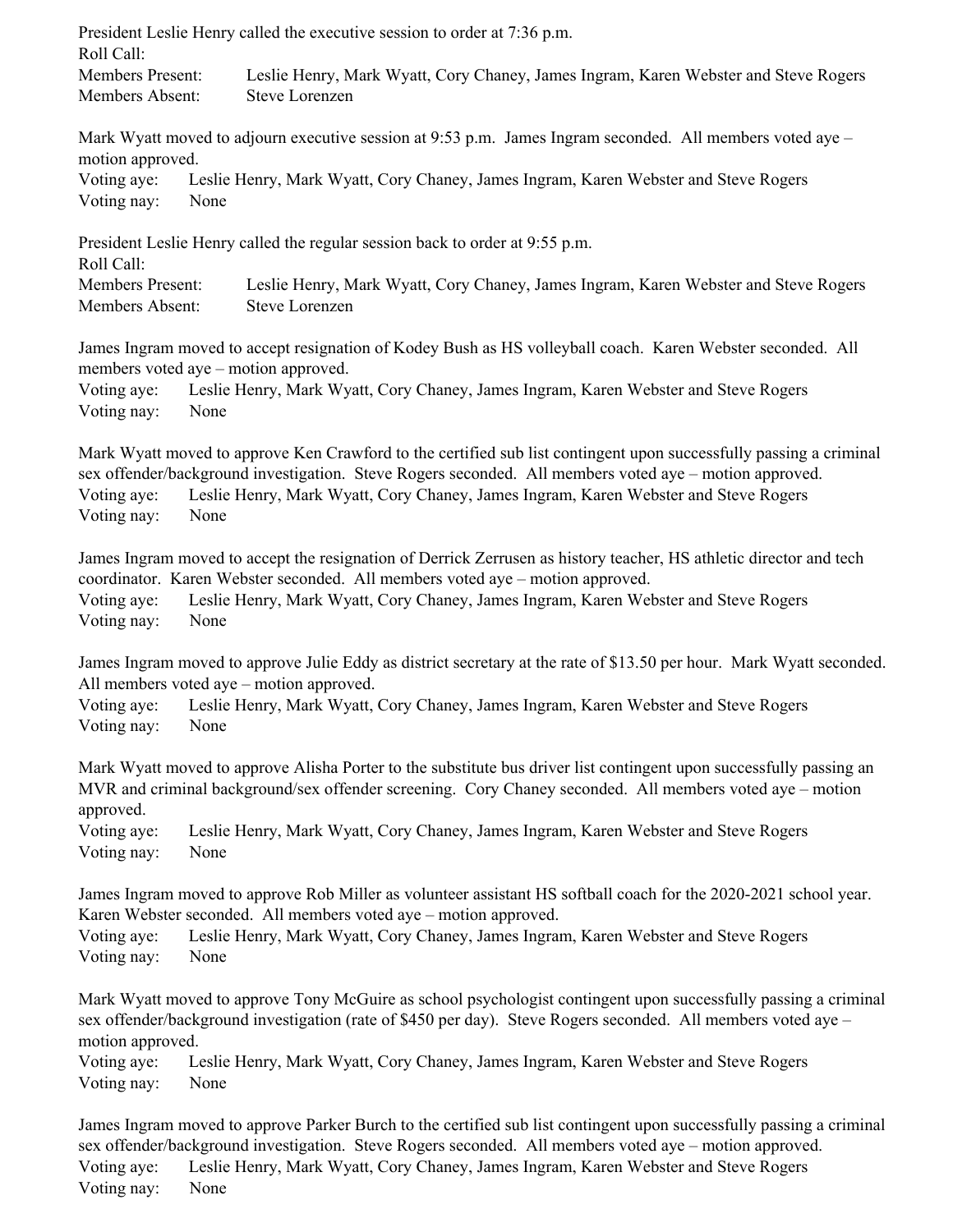President Leslie Henry called the executive session to order at 7:36 p.m.
Roll Call:
Members Present: Leslie Henry, Mark Wyatt, Cory Chaney, James Ingram, Karen Webster and Steve Rogers
Members Absent: Steve Lorenzen

Mark Wyatt moved to adjourn executive session at 9:53 p.m. James Ingram seconded. All members voted aye – motion approved.
Voting aye: Leslie Henry, Mark Wyatt, Cory Chaney, James Ingram, Karen Webster and Steve Rogers
Voting nay: None

President Leslie Henry called the regular session back to order at 9:55 p.m.
Roll Call:
Members Present: Leslie Henry, Mark Wyatt, Cory Chaney, James Ingram, Karen Webster and Steve Rogers
Members Absent: Steve Lorenzen

James Ingram moved to accept resignation of Kodey Bush as HS volleyball coach. Karen Webster seconded. All members voted aye – motion approved.
Voting aye: Leslie Henry, Mark Wyatt, Cory Chaney, James Ingram, Karen Webster and Steve Rogers
Voting nay: None

Mark Wyatt moved to approve Ken Crawford to the certified sub list contingent upon successfully passing a criminal sex offender/background investigation. Steve Rogers seconded. All members voted aye – motion approved.
Voting aye: Leslie Henry, Mark Wyatt, Cory Chaney, James Ingram, Karen Webster and Steve Rogers
Voting nay: None

James Ingram moved to accept the resignation of Derrick Zerrusen as history teacher, HS athletic director and tech coordinator. Karen Webster seconded. All members voted aye – motion approved.
Voting aye: Leslie Henry, Mark Wyatt, Cory Chaney, James Ingram, Karen Webster and Steve Rogers
Voting nay: None

James Ingram moved to approve Julie Eddy as district secretary at the rate of $13.50 per hour. Mark Wyatt seconded. All members voted aye – motion approved.
Voting aye: Leslie Henry, Mark Wyatt, Cory Chaney, James Ingram, Karen Webster and Steve Rogers
Voting nay: None

Mark Wyatt moved to approve Alisha Porter to the substitute bus driver list contingent upon successfully passing an MVR and criminal background/sex offender screening. Cory Chaney seconded. All members voted aye – motion approved.
Voting aye: Leslie Henry, Mark Wyatt, Cory Chaney, James Ingram, Karen Webster and Steve Rogers
Voting nay: None

James Ingram moved to approve Rob Miller as volunteer assistant HS softball coach for the 2020-2021 school year. Karen Webster seconded. All members voted aye – motion approved.
Voting aye: Leslie Henry, Mark Wyatt, Cory Chaney, James Ingram, Karen Webster and Steve Rogers
Voting nay: None

Mark Wyatt moved to approve Tony McGuire as school psychologist contingent upon successfully passing a criminal sex offender/background investigation (rate of $450 per day). Steve Rogers seconded. All members voted aye – motion approved.
Voting aye: Leslie Henry, Mark Wyatt, Cory Chaney, James Ingram, Karen Webster and Steve Rogers
Voting nay: None

James Ingram moved to approve Parker Burch to the certified sub list contingent upon successfully passing a criminal sex offender/background investigation. Steve Rogers seconded. All members voted aye – motion approved.
Voting aye: Leslie Henry, Mark Wyatt, Cory Chaney, James Ingram, Karen Webster and Steve Rogers
Voting nay: None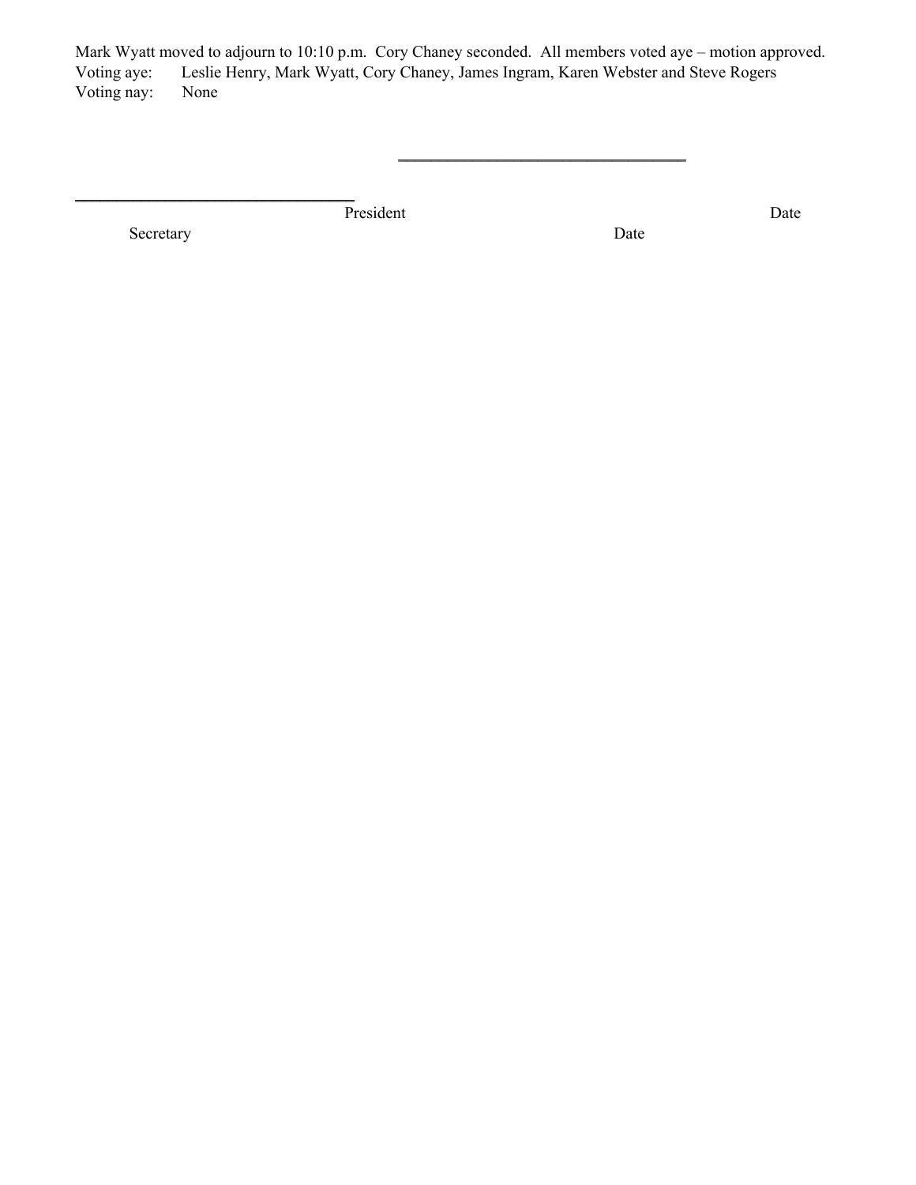Mark Wyatt moved to adjourn to 10:10 p.m. Cory Chaney seconded. All members voted aye – motion approved.
Voting aye: Leslie Henry, Mark Wyatt, Cory Chaney, James Ingram, Karen Webster and Steve Rogers
Voting nay: None

\_\_\_\_\_\_\_\_\_\_\_\_\_\_\_\_\_\_\_\_\_\_\_\_\_\_\_\_\_\_\_\_\_\_\_

President Date

\_\_\_\_\_\_\_\_\_\_\_\_\_\_\_\_\_\_\_\_\_\_\_\_\_\_\_\_\_\_\_\_\_\_\_

Secretary Date